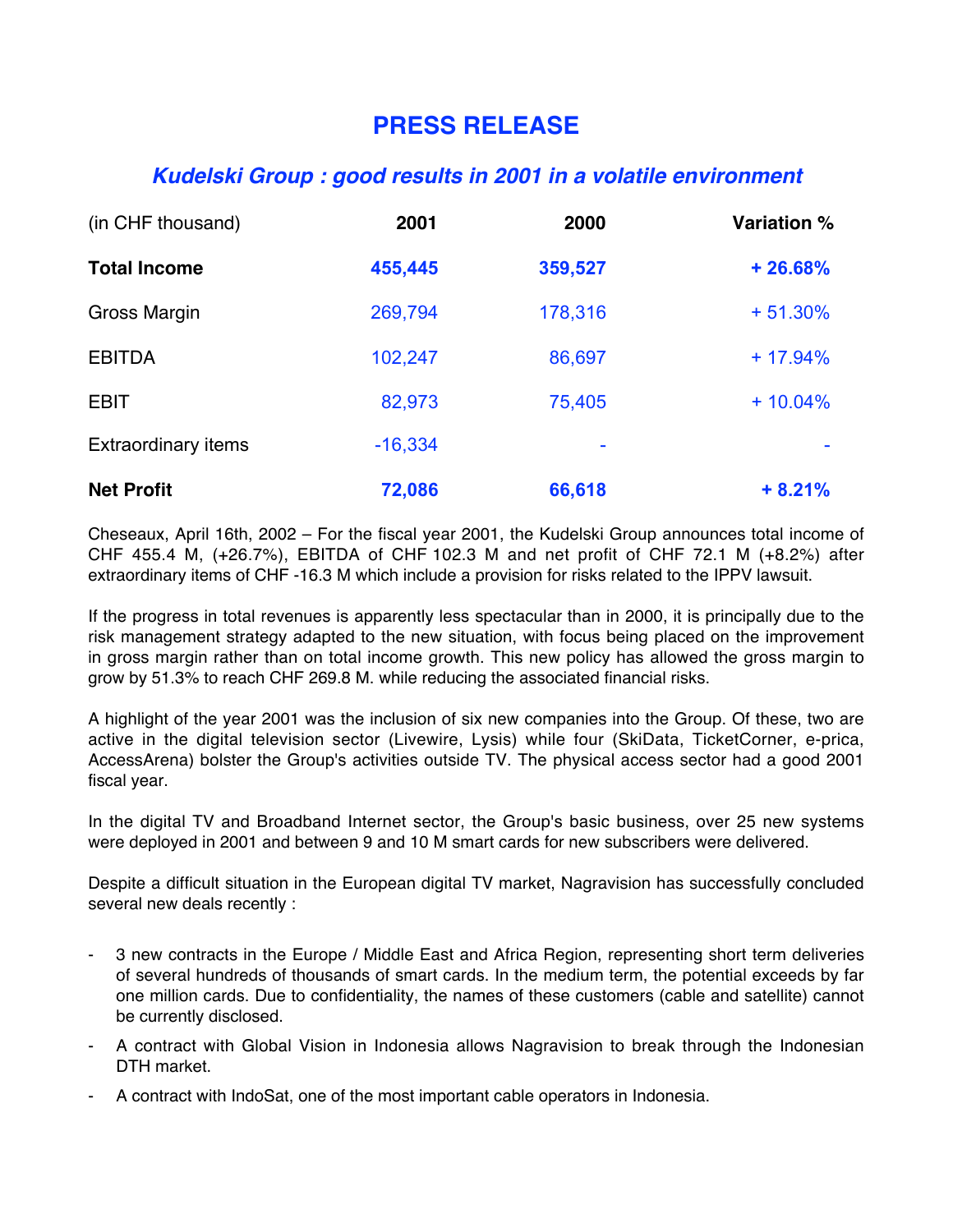# PRESS RELEASE

## *Kudelski Group : good results in 2001 in a volatile environment*

| (in CHF thousand) | 2001 | 2000 | Variation % |
|---|---|---|---|
| **Total Income** | **455,445** | **359,527** | **+ 26.68%** |
| Gross Margin | 269,794 | 178,316 | + 51.30% |
| EBITDA | 102,247 | 86,697 | + 17.94% |
| EBIT | 82,973 | 75,405 | + 10.04% |
| Extraordinary items | -16,334 | - | - |
| **Net Profit** | **72,086** | **66,618** | **+ 8.21%** |

Cheseaux, April 16th, 2002 – For the fiscal year 2001, the Kudelski Group announces total income of CHF 455.4 M, (+26.7%), EBITDA of CHF 102.3 M and net profit of CHF 72.1 M (+8.2%) after extraordinary items of CHF -16.3 M which include a provision for risks related to the IPPV lawsuit.

If the progress in total revenues is apparently less spectacular than in 2000, it is principally due to the risk management strategy adapted to the new situation, with focus being placed on the improvement in gross margin rather than on total income growth. This new policy has allowed the gross margin to grow by 51.3% to reach CHF 269.8 M. while reducing the associated financial risks.

A highlight of the year 2001 was the inclusion of six new companies into the Group. Of these, two are active in the digital television sector (Livewire, Lysis) while four (SkiData, TicketCorner, e-prica, AccessArena) bolster the Group's activities outside TV. The physical access sector had a good 2001 fiscal year.

In the digital TV and Broadband Internet sector, the Group's basic business, over 25 new systems were deployed in 2001 and between 9 and 10 M smart cards for new subscribers were delivered.

Despite a difficult situation in the European digital TV market, Nagravision has successfully concluded several new deals recently :

- 3 new contracts in the Europe / Middle East and Africa Region, representing short term deliveries of several hundreds of thousands of smart cards. In the medium term, the potential exceeds by far one million cards. Due to confidentiality, the names of these customers (cable and satellite) cannot be currently disclosed.
- A contract with Global Vision in Indonesia allows Nagravision to break through the Indonesian DTH market.
- A contract with IndoSat, one of the most important cable operators in Indonesia.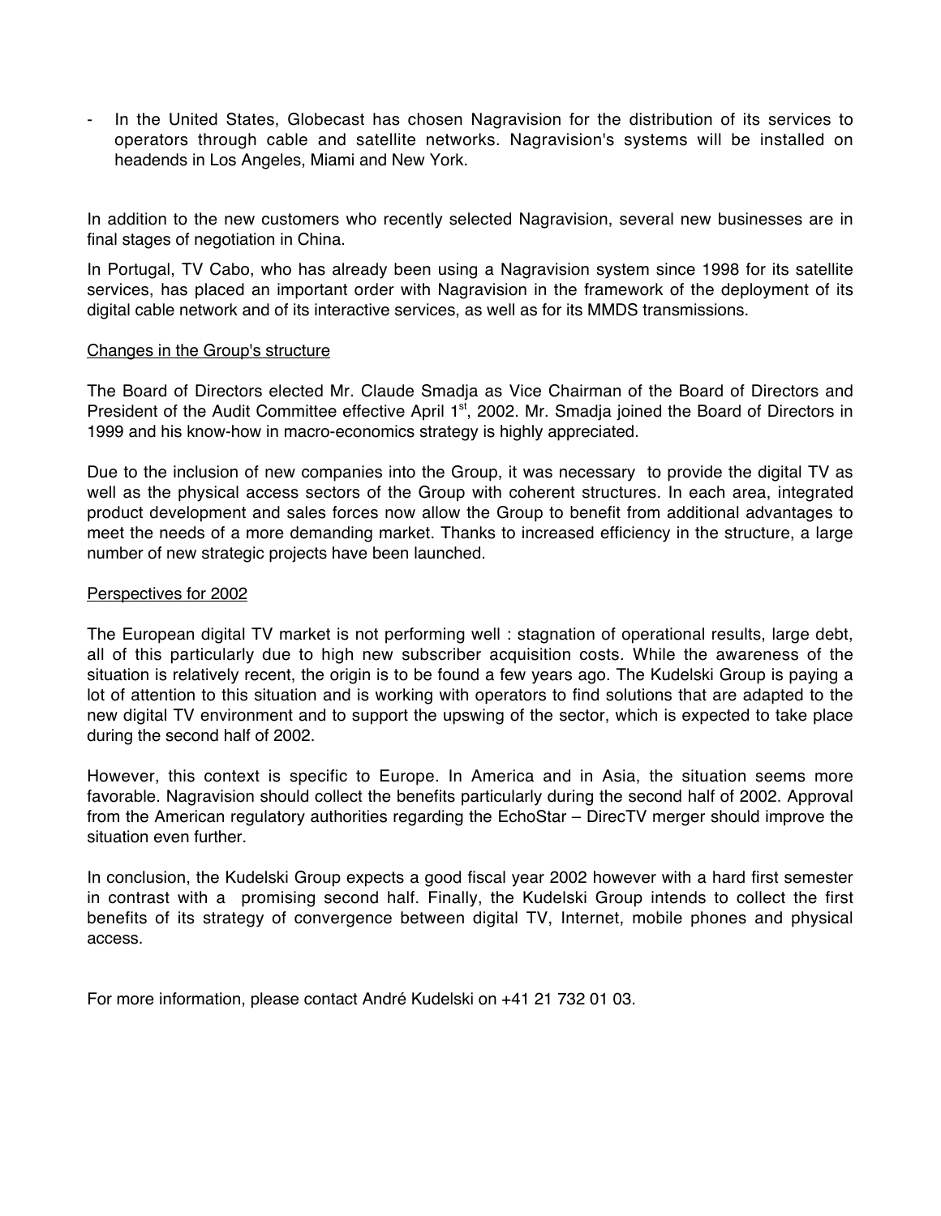- In the United States, Globecast has chosen Nagravision for the distribution of its services to operators through cable and satellite networks. Nagravision's systems will be installed on headends in Los Angeles, Miami and New York.

In addition to the new customers who recently selected Nagravision, several new businesses are in final stages of negotiation in China.

In Portugal, TV Cabo, who has already been using a Nagravision system since 1998 for its satellite services, has placed an important order with Nagravision in the framework of the deployment of its digital cable network and of its interactive services, as well as for its MMDS transmissions.

Changes in the Group's structure

The Board of Directors elected Mr. Claude Smadja as Vice Chairman of the Board of Directors and President of the Audit Committee effective April 1st, 2002. Mr. Smadja joined the Board of Directors in 1999 and his know-how in macro-economics strategy is highly appreciated.

Due to the inclusion of new companies into the Group, it was necessary to provide the digital TV as well as the physical access sectors of the Group with coherent structures. In each area, integrated product development and sales forces now allow the Group to benefit from additional advantages to meet the needs of a more demanding market. Thanks to increased efficiency in the structure, a large number of new strategic projects have been launched.

Perspectives for 2002

The European digital TV market is not performing well : stagnation of operational results, large debt, all of this particularly due to high new subscriber acquisition costs. While the awareness of the situation is relatively recent, the origin is to be found a few years ago. The Kudelski Group is paying a lot of attention to this situation and is working with operators to find solutions that are adapted to the new digital TV environment and to support the upswing of the sector, which is expected to take place during the second half of 2002.

However, this context is specific to Europe. In America and in Asia, the situation seems more favorable. Nagravision should collect the benefits particularly during the second half of 2002. Approval from the American regulatory authorities regarding the EchoStar – DirecTV merger should improve the situation even further.

In conclusion, the Kudelski Group expects a good fiscal year 2002 however with a hard first semester in contrast with a promising second half. Finally, the Kudelski Group intends to collect the first benefits of its strategy of convergence between digital TV, Internet, mobile phones and physical access.

For more information, please contact André Kudelski on +41 21 732 01 03.